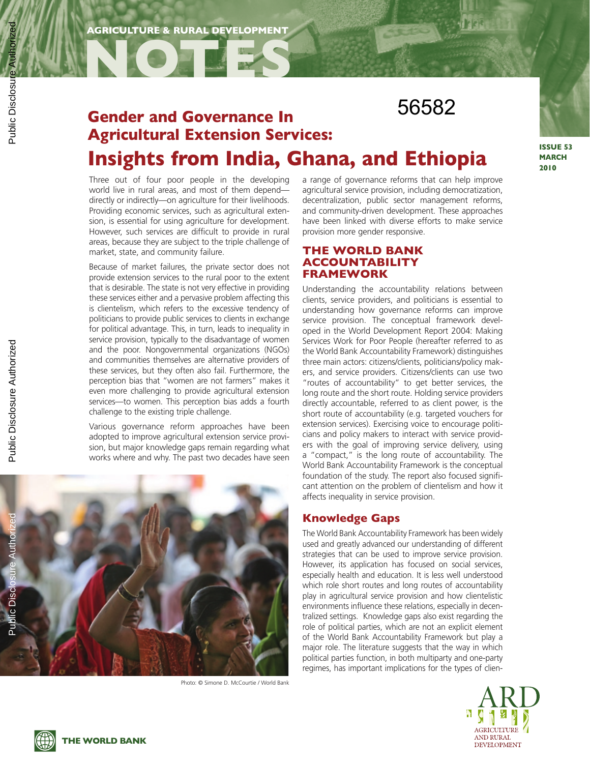AGRICULTURE & RURAL DEVELOPMENT

# NOTES

56582

ISSUE 53
MARCH
2010

## Gender and Governance In Agricultural Extension Services:

# Insights from India, Ghana, and Ethiopia

Three out of four poor people in the developing world live in rural areas, and most of them depend—directly or indirectly—on agriculture for their livelihoods. Providing economic services, such as agricultural extension, is essential for using agriculture for development. However, such services are difficult to provide in rural areas, because they are subject to the triple challenge of market, state, and community failure.

Because of market failures, the private sector does not provide extension services to the rural poor to the extent that is desirable. The state is not very effective in providing these services either and a pervasive problem affecting this is clientelism, which refers to the excessive tendency of politicians to provide public services to clients in exchange for political advantage. This, in turn, leads to inequality in service provision, typically to the disadvantage of women and the poor. Nongovernmental organizations (NGOs) and communities themselves are alternative providers of these services, but they often also fail. Furthermore, the perception bias that "women are not farmers" makes it even more challenging to provide agricultural extension services—to women. This perception bias adds a fourth challenge to the existing triple challenge.

Various governance reform approaches have been adopted to improve agricultural extension service provision, but major knowledge gaps remain regarding what works where and why. The past two decades have seen a range of governance reforms that can help improve agricultural service provision, including democratization, decentralization, public sector management reforms, and community-driven development. These approaches have been linked with diverse efforts to make service provision more gender responsive.

Photo: © Simone D. McCourtie / World Bank

## THE WORLD BANK ACCOUNTABILITY FRAMEWORK

Understanding the accountability relations between clients, service providers, and politicians is essential to understanding how governance reforms can improve service provision. The conceptual framework developed in the World Development Report 2004: Making Services Work for Poor People (hereafter referred to as the World Bank Accountability Framework) distinguishes three main actors: citizens/clients, politicians/policy makers, and service providers. Citizens/clients can use two "routes of accountability" to get better services, the long route and the short route. Holding service providers directly accountable, referred to as client power, is the short route of accountability (e.g. targeted vouchers for extension services). Exercising voice to encourage politicians and policy makers to interact with service providers with the goal of improving service delivery, using a "compact," is the long route of accountability. The World Bank Accountability Framework is the conceptual foundation of the study. The report also focused significant attention on the problem of clientelism and how it affects inequality in service provision.

### Knowledge Gaps

The World Bank Accountability Framework has been widely used and greatly advanced our understanding of different strategies that can be used to improve service provision. However, its application has focused on social services, especially health and education. It is less well understood which role short routes and long routes of accountability play in agricultural service provision and how clientelistic environments influence these relations, especially in decentralized settings. Knowledge gaps also exist regarding the role of political parties, which are not an explicit element of the World Bank Accountability Framework but play a major role. The literature suggests that the way in which political parties function, in both multiparty and one-party regimes, has important implications for the types of clien-

THE WORLD BANK

ARD AGRICULTURE AND RURAL DEVELOPMENT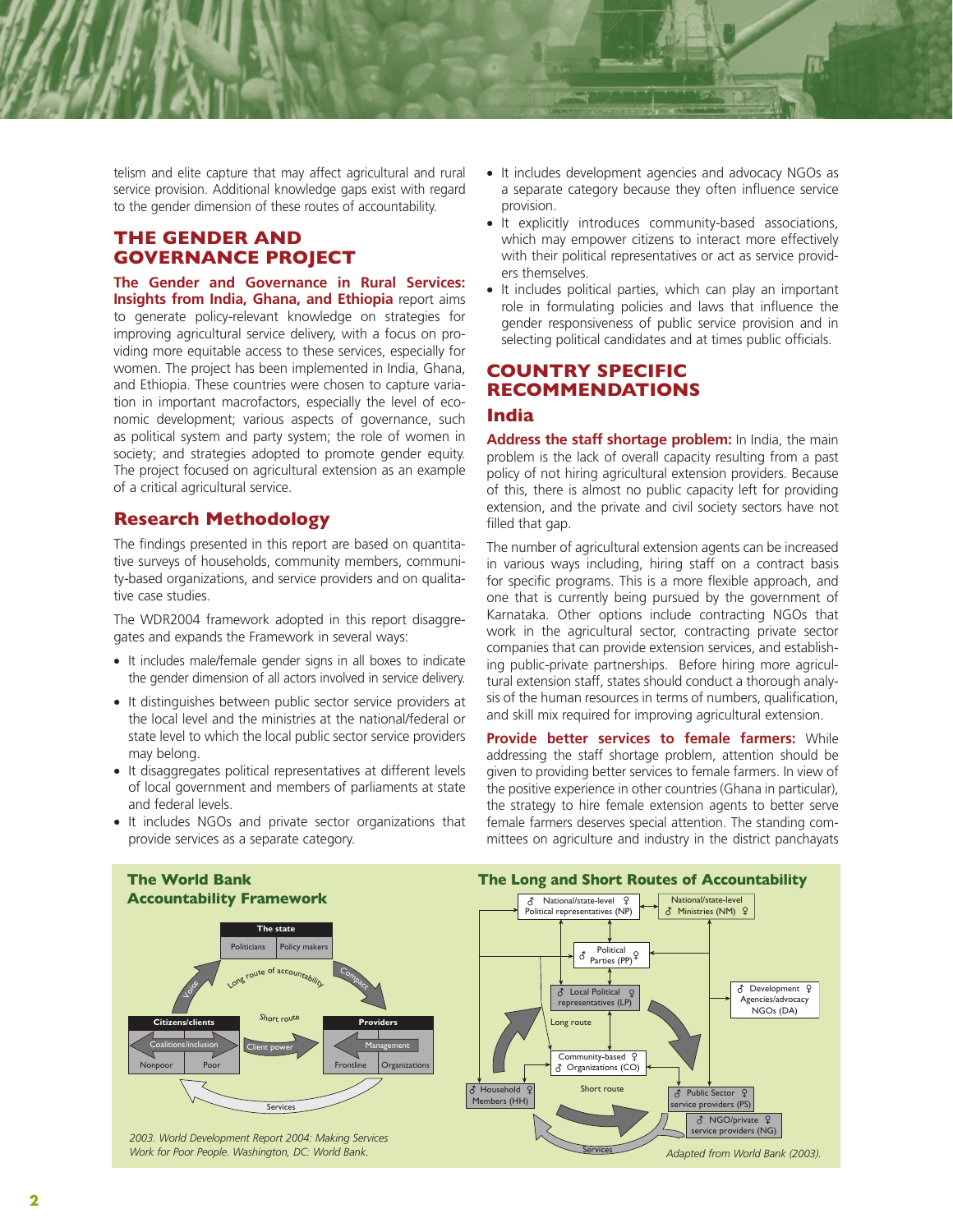telism and elite capture that may affect agricultural and rural service provision. Additional knowledge gaps exist with regard to the gender dimension of these routes of accountability.

## THE GENDER AND GOVERNANCE PROJECT

**The Gender and Governance in Rural Services: Insights from India, Ghana, and Ethiopia** report aims to generate policy-relevant knowledge on strategies for improving agricultural service delivery, with a focus on providing more equitable access to these services, especially for women. The project has been implemented in India, Ghana, and Ethiopia. These countries were chosen to capture variation in important macrofactors, especially the level of economic development; various aspects of governance, such as political system and party system; the role of women in society; and strategies adopted to promote gender equity. The project focused on agricultural extension as an example of a critical agricultural service.

### Research Methodology

The findings presented in this report are based on quantitative surveys of households, community members, community-based organizations, and service providers and on qualitative case studies.

The WDR2004 framework adopted in this report disaggregates and expands the Framework in several ways:

- It includes male/female gender signs in all boxes to indicate the gender dimension of all actors involved in service delivery.
- It distinguishes between public sector service providers at the local level and the ministries at the national/federal or state level to which the local public sector service providers may belong.
- It disaggregates political representatives at different levels of local government and members of parliaments at state and federal levels.
- It includes NGOs and private sector organizations that provide services as a separate category.
- It includes development agencies and advocacy NGOs as a separate category because they often influence service provision.
- It explicitly introduces community-based associations, which may empower citizens to interact more effectively with their political representatives or act as service providers themselves.
- It includes political parties, which can play an important role in formulating policies and laws that influence the gender responsiveness of public service provision and in selecting political candidates and at times public officials.

## COUNTRY SPECIFIC RECOMMENDATIONS

### India

**Address the staff shortage problem:** In India, the main problem is the lack of overall capacity resulting from a past policy of not hiring agricultural extension providers. Because of this, there is almost no public capacity left for providing extension, and the private and civil society sectors have not filled that gap.

The number of agricultural extension agents can be increased in various ways including, hiring staff on a contract basis for specific programs. This is a more flexible approach, and one that is currently being pursued by the government of Karnataka. Other options include contracting NGOs that work in the agricultural sector, contracting private sector companies that can provide extension services, and establishing public-private partnerships. Before hiring more agricultural extension staff, states should conduct a thorough analysis of the human resources in terms of numbers, qualification, and skill mix required for improving agricultural extension.

**Provide better services to female farmers:** While addressing the staff shortage problem, attention should be given to providing better services to female farmers. In view of the positive experience in other countries (Ghana in particular), the strategy to hire female extension agents to better serve female farmers deserves special attention. The standing committees on agriculture and industry in the district panchayats

**The World Bank Accountability Framework**

The state: Politicians | Policy makers

Long route of accountability — Voice — Compact — Short route — Client power

Citizens/clients: Coalitions/inclusion; Nonpoor | Poor

Providers: Management; Frontline | Organizations

Services

*2003. World Development Report 2004: Making Services Work for Poor People. Washington, DC: World Bank.*

**The Long and Short Routes of Accountability**

♂ National/state-level ♀ Political representatives (NP); National/state-level ♂ Ministries (NM) ♀; ♂ Political Parties (PP) ♀; ♂ Local Political ♀ representatives (LP); ♂ Development ♀ Agencies/advocacy NGOs (DA); Long route; Community-based ♀ ♂ Organizations (CO); ♂ Household ♀ Members (HH); Short route; ♂ Public Sector ♀ service providers (PS); ♂ NGO/private ♀ service providers (NG); Services

*Adapted from World Bank (2003).*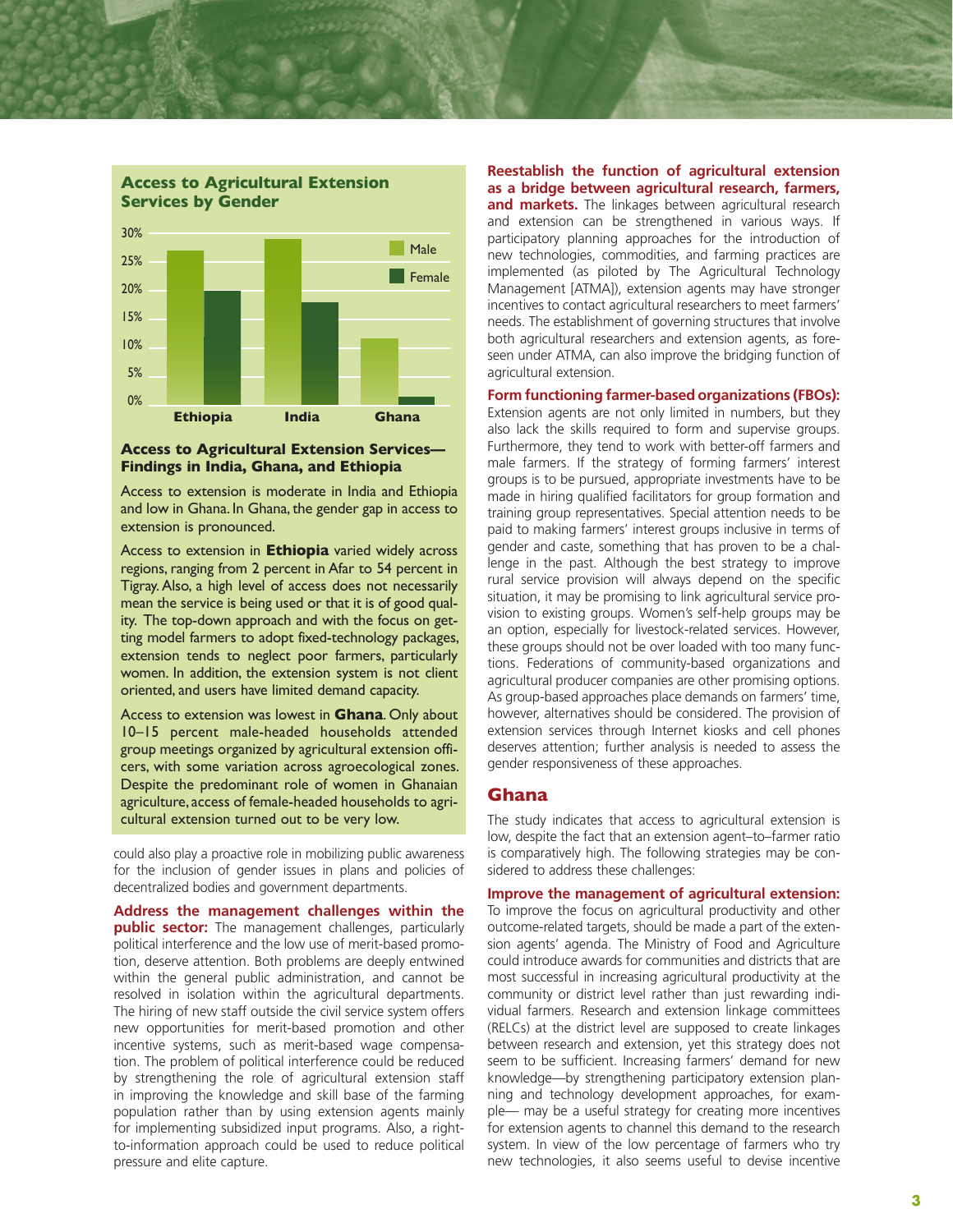### Access to Agricultural Extension Services by Gender

| | Male | Female |
|---|---|---|
| Ethiopia | ~27% | ~20% |
| India | ~29% | ~18% |
| Ghana | ~12% | ~1% |

### Access to Agricultural Extension Services—Findings in India, Ghana, and Ethiopia

Access to extension is moderate in India and Ethiopia and low in Ghana. In Ghana, the gender gap in access to extension is pronounced.

Access to extension in **Ethiopia** varied widely across regions, ranging from 2 percent in Afar to 54 percent in Tigray. Also, a high level of access does not necessarily mean the service is being used or that it is of good quality. The top-down approach and with the focus on getting model farmers to adopt fixed-technology packages, extension tends to neglect poor farmers, particularly women. In addition, the extension system is not client oriented, and users have limited demand capacity.

Access to extension was lowest in **Ghana**. Only about 10–15 percent male-headed households attended group meetings organized by agricultural extension officers, with some variation across agroecological zones. Despite the predominant role of women in Ghanaian agriculture, access of female-headed households to agricultural extension turned out to be very low.

could also play a proactive role in mobilizing public awareness for the inclusion of gender issues in plans and policies of decentralized bodies and government departments.

**Address the management challenges within the public sector:** The management challenges, particularly political interference and the low use of merit-based promotion, deserve attention. Both problems are deeply entwined within the general public administration, and cannot be resolved in isolation within the agricultural departments. The hiring of new staff outside the civil service system offers new opportunities for merit-based promotion and other incentive systems, such as merit-based wage compensation. The problem of political interference could be reduced by strengthening the role of agricultural extension staff in improving the knowledge and skill base of the farming population rather than by using extension agents mainly for implementing subsidized input programs. Also, a right-to-information approach could be used to reduce political pressure and elite capture.

**Reestablish the function of agricultural extension as a bridge between agricultural research, farmers, and markets.** The linkages between agricultural research and extension can be strengthened in various ways. If participatory planning approaches for the introduction of new technologies, commodities, and farming practices are implemented (as piloted by The Agricultural Technology Management [ATMA]), extension agents may have stronger incentives to contact agricultural researchers to meet farmers' needs. The establishment of governing structures that involve both agricultural researchers and extension agents, as foreseen under ATMA, can also improve the bridging function of agricultural extension.

**Form functioning farmer-based organizations (FBOs):** Extension agents are not only limited in numbers, but they also lack the skills required to form and supervise groups. Furthermore, they tend to work with better-off farmers and male farmers. If the strategy of forming farmers' interest groups is to be pursued, appropriate investments have to be made in hiring qualified facilitators for group formation and training group representatives. Special attention needs to be paid to making farmers' interest groups inclusive in terms of gender and caste, something that has proven to be a challenge in the past. Although the best strategy to improve rural service provision will always depend on the specific situation, it may be promising to link agricultural service provision to existing groups. Women's self-help groups may be an option, especially for livestock-related services. However, these groups should not be over loaded with too many functions. Federations of community-based organizations and agricultural producer companies are other promising options. As group-based approaches place demands on farmers' time, however, alternatives should be considered. The provision of extension services through Internet kiosks and cell phones deserves attention; further analysis is needed to assess the gender responsiveness of these approaches.

## Ghana

The study indicates that access to agricultural extension is low, despite the fact that an extension agent–to–farmer ratio is comparatively high. The following strategies may be considered to address these challenges:

**Improve the management of agricultural extension:** To improve the focus on agricultural productivity and other outcome-related targets, should be made a part of the extension agents' agenda. The Ministry of Food and Agriculture could introduce awards for communities and districts that are most successful in increasing agricultural productivity at the community or district level rather than just rewarding individual farmers. Research and extension linkage committees (RELCs) at the district level are supposed to create linkages between research and extension, yet this strategy does not seem to be sufficient. Increasing farmers' demand for new knowledge—by strengthening participatory extension planning and technology development approaches, for example— may be a useful strategy for creating more incentives for extension agents to channel this demand to the research system. In view of the low percentage of farmers who try new technologies, it also seems useful to devise incentive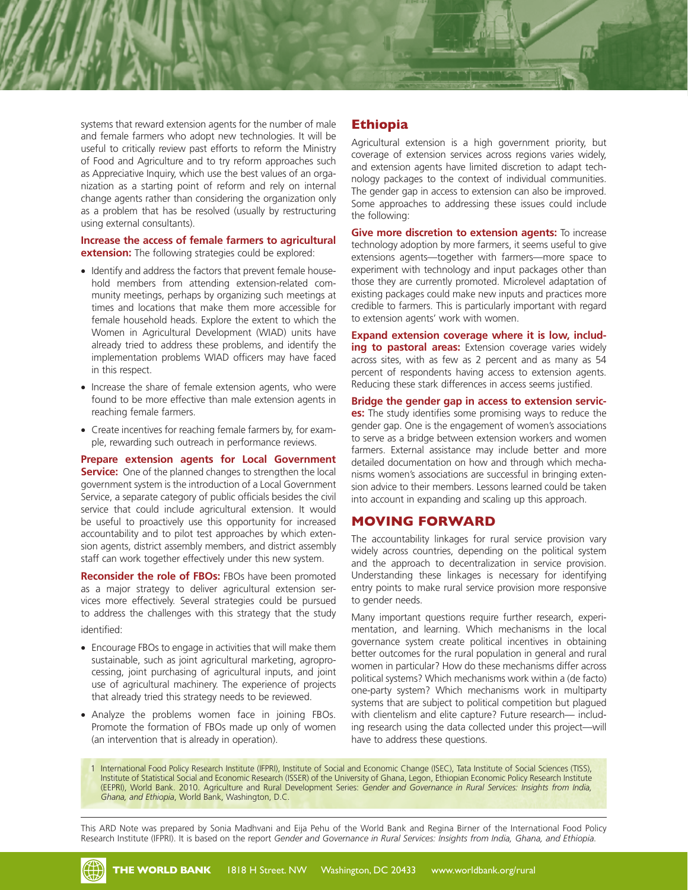systems that reward extension agents for the number of male and female farmers who adopt new technologies. It will be useful to critically review past efforts to reform the Ministry of Food and Agriculture and to try reform approaches such as Appreciative Inquiry, which use the best values of an organization as a starting point of reform and rely on internal change agents rather than considering the organization only as a problem that has be resolved (usually by restructuring using external consultants).

**Increase the access of female farmers to agricultural extension:** The following strategies could be explored:

- Identify and address the factors that prevent female household members from attending extension-related community meetings, perhaps by organizing such meetings at times and locations that make them more accessible for female household heads. Explore the extent to which the Women in Agricultural Development (WIAD) units have already tried to address these problems, and identify the implementation problems WIAD officers may have faced in this respect.
- Increase the share of female extension agents, who were found to be more effective than male extension agents in reaching female farmers.
- Create incentives for reaching female farmers by, for example, rewarding such outreach in performance reviews.

**Prepare extension agents for Local Government Service:** One of the planned changes to strengthen the local government system is the introduction of a Local Government Service, a separate category of public officials besides the civil service that could include agricultural extension. It would be useful to proactively use this opportunity for increased accountability and to pilot test approaches by which extension agents, district assembly members, and district assembly staff can work together effectively under this new system.

**Reconsider the role of FBOs:** FBOs have been promoted as a major strategy to deliver agricultural extension services more effectively. Several strategies could be pursued to address the challenges with this strategy that the study identified:

- Encourage FBOs to engage in activities that will make them sustainable, such as joint agricultural marketing, agroprocessing, joint purchasing of agricultural inputs, and joint use of agricultural machinery. The experience of projects that already tried this strategy needs to be reviewed.
- Analyze the problems women face in joining FBOs. Promote the formation of FBOs made up only of women (an intervention that is already in operation).

## Ethiopia

Agricultural extension is a high government priority, but coverage of extension services across regions varies widely, and extension agents have limited discretion to adapt technology packages to the context of individual communities. The gender gap in access to extension can also be improved. Some approaches to addressing these issues could include the following:

**Give more discretion to extension agents:** To increase technology adoption by more farmers, it seems useful to give extensions agents—together with farmers—more space to experiment with technology and input packages other than those they are currently promoted. Microlevel adaptation of existing packages could make new inputs and practices more credible to farmers. This is particularly important with regard to extension agents' work with women.

**Expand extension coverage where it is low, including to pastoral areas:** Extension coverage varies widely across sites, with as few as 2 percent and as many as 54 percent of respondents having access to extension agents. Reducing these stark differences in access seems justified.

**Bridge the gender gap in access to extension services:** The study identifies some promising ways to reduce the gender gap. One is the engagement of women's associations to serve as a bridge between extension workers and women farmers. External assistance may include better and more detailed documentation on how and through which mechanisms women's associations are successful in bringing extension advice to their members. Lessons learned could be taken into account in expanding and scaling up this approach.

## MOVING FORWARD

The accountability linkages for rural service provision vary widely across countries, depending on the political system and the approach to decentralization in service provision. Understanding these linkages is necessary for identifying entry points to make rural service provision more responsive to gender needs.

Many important questions require further research, experimentation, and learning. Which mechanisms in the local governance system create political incentives in obtaining better outcomes for the rural population in general and rural women in particular? How do these mechanisms differ across political systems? Which mechanisms work within a (de facto) one-party system? Which mechanisms work in multiparty systems that are subject to political competition but plagued with clientelism and elite capture? Future research— including research using the data collected under this project—will have to address these questions.

1 International Food Policy Research Institute (IFPRI), Institute of Social and Economic Change (ISEC), Tata Institute of Social Sciences (TISS), Institute of Statistical Social and Economic Research (ISSER) of the University of Ghana, Legon, Ethiopian Economic Policy Research Institute (EEPRI), World Bank. 2010. Agriculture and Rural Development Series: *Gender and Governance in Rural Services: Insights from India, Ghana, and Ethiopia*, World Bank, Washington, D.C.

This ARD Note was prepared by Sonia Madhvani and Eija Pehu of the World Bank and Regina Birner of the International Food Policy Research Institute (IFPRI). It is based on the report *Gender and Governance in Rural Services: Insights from India, Ghana, and Ethiopia.*

**THE WORLD BANK** 1818 H Street. NW Washington, DC 20433 www.worldbank.org/rural